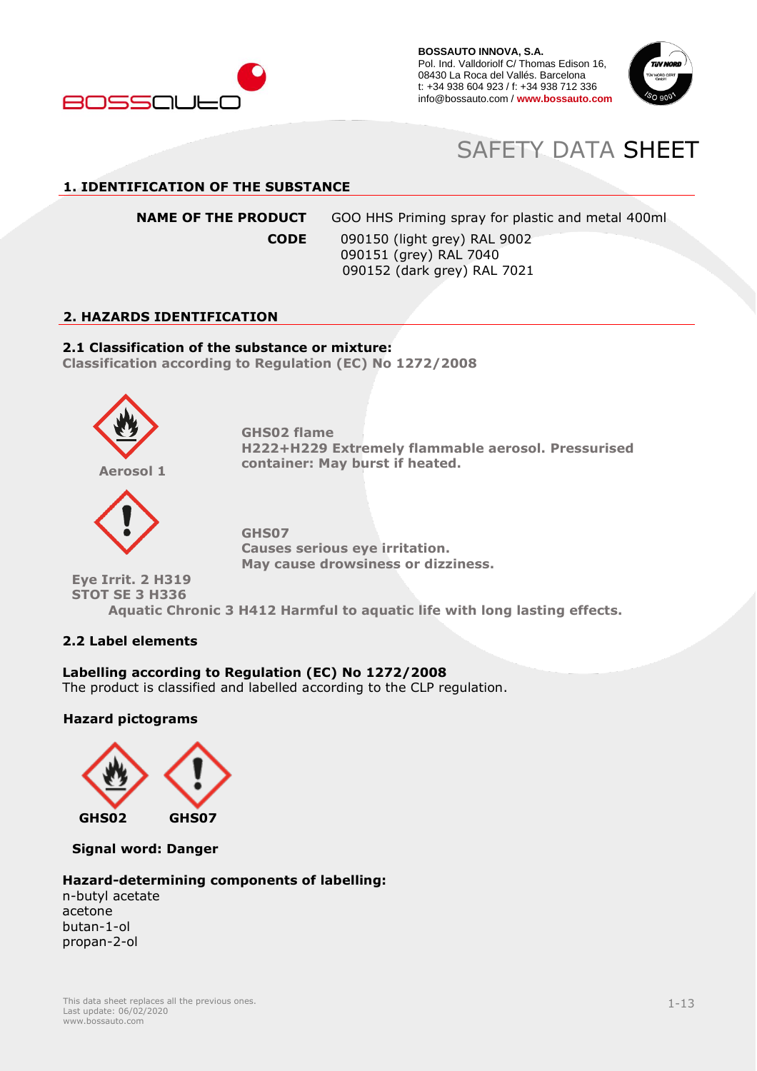**BOSSAUTO INNOVA, S.A.**
Pol. Ind. Valldoriolf C/ Thomas Edison 16,
08430 La Roca del Vallés. Barcelona
t: +34 938 604 923 / f: +34 938 712 336
info@bossauto.com / **www.bossauto.com**

# SAFETY DATA SHEET

## 1. IDENTIFICATION OF THE SUBSTANCE

**NAME OF THE PRODUCT** GOO HHS Priming spray for plastic and metal 400ml

**CODE**
090150 (light grey) RAL 9002
090151 (grey) RAL 7040
090152 (dark grey) RAL 7021

## 2. HAZARDS IDENTIFICATION

### 2.1 Classification of the substance or mixture:

**Classification according to Regulation (EC) No 1272/2008**

**Aerosol 1**

**GHS02 flame**
**H222+H229 Extremely flammable aerosol. Pressurised container: May burst if heated.**

**GHS07**
**Causes serious eye irritation.**
**May cause drowsiness or dizziness.**

**Eye Irrit. 2 H319**
**STOT SE 3 H336**
**Aquatic Chronic 3 H412 Harmful to aquatic life with long lasting effects.**

### 2.2 Label elements

**Labelling according to Regulation (EC) No 1272/2008**
The product is classified and labelled according to the CLP regulation.

**Hazard pictograms**

**GHS02** **GHS07**

**Signal word: Danger**

**Hazard-determining components of labelling:**
n-butyl acetate
acetone
butan-1-ol
propan-2-ol

This data sheet replaces all the previous ones.
Last update: 06/02/2020
www.bossauto.com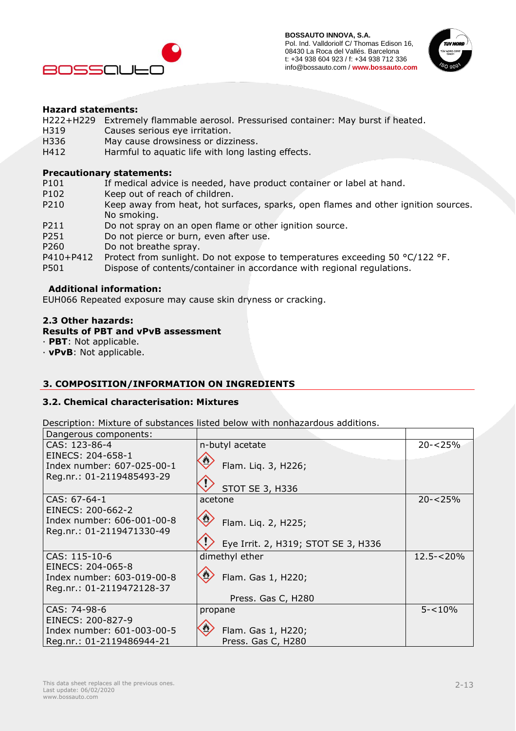**Hazard statements:**

| | |
|---|---|
| H222+H229 | Extremely flammable aerosol. Pressurised container: May burst if heated. |
| H319 | Causes serious eye irritation. |
| H336 | May cause drowsiness or dizziness. |
| H412 | Harmful to aquatic life with long lasting effects. |

**Precautionary statements:**

| | |
|---|---|
| P101 | If medical advice is needed, have product container or label at hand. |
| P102 | Keep out of reach of children. |
| P210 | Keep away from heat, hot surfaces, sparks, open flames and other ignition sources. No smoking. |
| P211 | Do not spray on an open flame or other ignition source. |
| P251 | Do not pierce or burn, even after use. |
| P260 | Do not breathe spray. |
| P410+P412 | Protect from sunlight. Do not expose to temperatures exceeding 50 °C/122 °F. |
| P501 | Dispose of contents/container in accordance with regional regulations. |

**Additional information:**

EUH066 Repeated exposure may cause skin dryness or cracking.

**2.3 Other hazards:**

**Results of PBT and vPvB assessment**

· **PBT**: Not applicable.
· **vPvB**: Not applicable.

## 3. COMPOSITION/INFORMATION ON INGREDIENTS

### 3.2. Chemical characterisation: Mixtures

Description: Mixture of substances listed below with nonhazardous additions.

| Dangerous components: | | |
|---|---|---|
| CAS: 123-86-4<br>EINECS: 204-658-1<br>Index number: 607-025-00-1<br>Reg.nr.: 01-2119485493-29 | n-butyl acetate<br>Flam. Liq. 3, H226;<br>STOT SE 3, H336 | 20-<25% |
| CAS: 67-64-1<br>EINECS: 200-662-2<br>Index number: 606-001-00-8<br>Reg.nr.: 01-2119471330-49 | acetone<br>Flam. Liq. 2, H225;<br>Eye Irrit. 2, H319; STOT SE 3, H336 | 20-<25% |
| CAS: 115-10-6<br>EINECS: 204-065-8<br>Index number: 603-019-00-8<br>Reg.nr.: 01-2119472128-37 | dimethyl ether<br>Flam. Gas 1, H220;<br>Press. Gas C, H280 | 12.5-<20% |
| CAS: 74-98-6<br>EINECS: 200-827-9<br>Index number: 601-003-00-5<br>Reg.nr.: 01-2119486944-21 | propane<br>Flam. Gas 1, H220;<br>Press. Gas C, H280 | 5-<10% |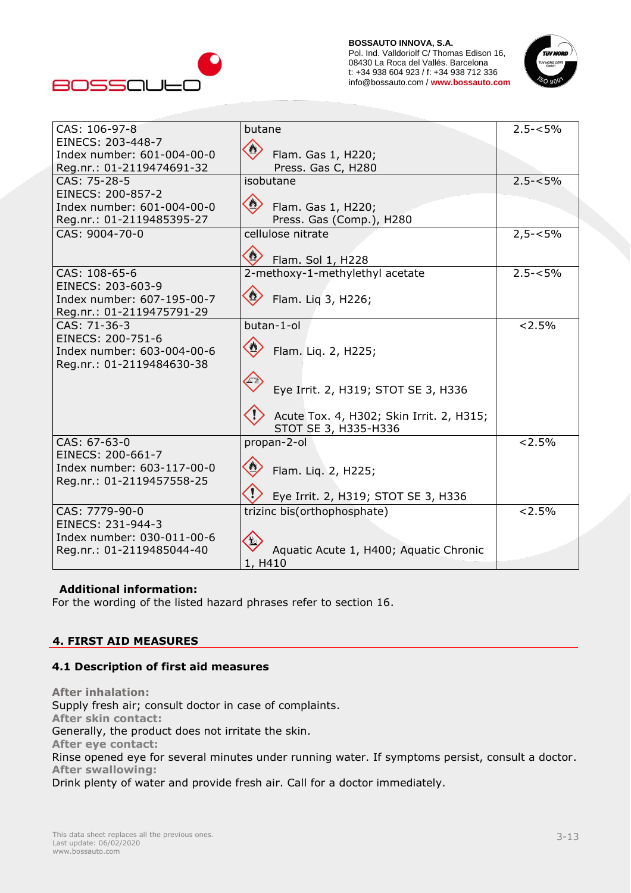| | | |
|---|---|---|
| CAS: 106-97-8<br>EINECS: 203-448-7<br>Index number: 601-004-00-0<br>Reg.nr.: 01-2119474691-32 | butane<br>Flam. Gas 1, H220;<br>Press. Gas C, H280 | 2.5-<5% |
| CAS: 75-28-5<br>EINECS: 200-857-2<br>Index number: 601-004-00-0<br>Reg.nr.: 01-2119485395-27 | isobutane<br>Flam. Gas 1, H220;<br>Press. Gas (Comp.), H280 | 2.5-<5% |
| CAS: 9004-70-0 | cellulose nitrate<br>Flam. Sol 1, H228 | 2,5-<5% |
| CAS: 108-65-6<br>EINECS: 203-603-9<br>Index number: 607-195-00-7<br>Reg.nr.: 01-2119475791-29 | 2-methoxy-1-methylethyl acetate<br>Flam. Liq 3, H226; | 2.5-<5% |
| CAS: 71-36-3<br>EINECS: 200-751-6<br>Index number: 603-004-00-6<br>Reg.nr.: 01-2119484630-38 | butan-1-ol<br>Flam. Liq. 2, H225;<br>Eye Irrit. 2, H319; STOT SE 3, H336<br>Acute Tox. 4, H302; Skin Irrit. 2, H315; STOT SE 3, H335-H336 | <2.5% |
| CAS: 67-63-0<br>EINECS: 200-661-7<br>Index number: 603-117-00-0<br>Reg.nr.: 01-2119457558-25 | propan-2-ol<br>Flam. Liq. 2, H225;<br>Eye Irrit. 2, H319; STOT SE 3, H336 | <2.5% |
| CAS: 7779-90-0<br>EINECS: 231-944-3<br>Index number: 030-011-00-6<br>Reg.nr.: 01-2119485044-40 | trizinc bis(orthophosphate)<br>Aquatic Acute 1, H400; Aquatic Chronic 1, H410 | <2.5% |

**Additional information:**
For the wording of the listed hazard phrases refer to section 16.

## 4. FIRST AID MEASURES

### 4.1 Description of first aid measures

**After inhalation:**
Supply fresh air; consult doctor in case of complaints.
**After skin contact:**
Generally, the product does not irritate the skin.
**After eye contact:**
Rinse opened eye for several minutes under running water. If symptoms persist, consult a doctor.
**After swallowing:**
Drink plenty of water and provide fresh air. Call for a doctor immediately.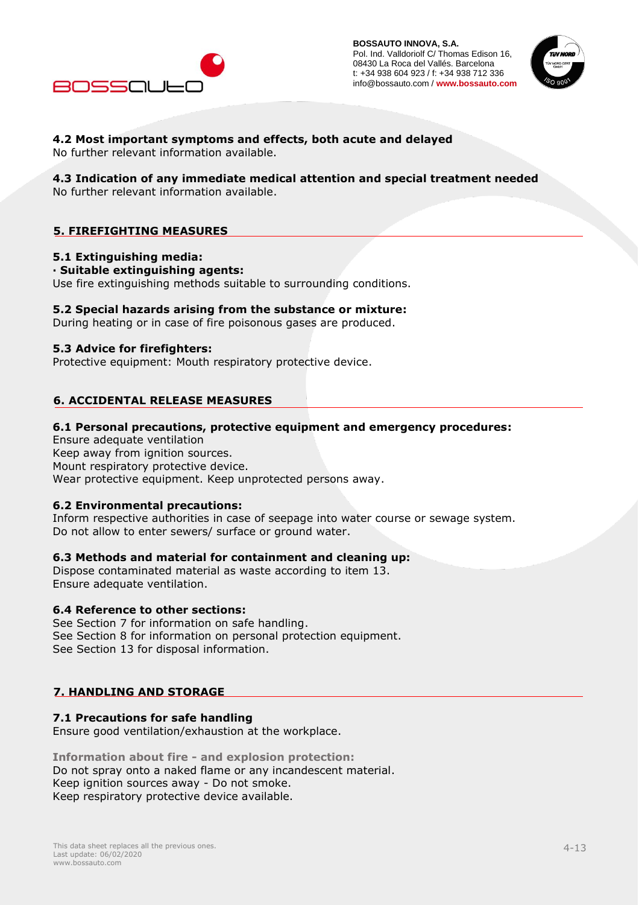### 4.2 Most important symptoms and effects, both acute and delayed
No further relevant information available.

### 4.3 Indication of any immediate medical attention and special treatment needed
No further relevant information available.

## 5. FIREFIGHTING MEASURES

### 5.1 Extinguishing media:
**· Suitable extinguishing agents:**
Use fire extinguishing methods suitable to surrounding conditions.

### 5.2 Special hazards arising from the substance or mixture:
During heating or in case of fire poisonous gases are produced.

### 5.3 Advice for firefighters:
Protective equipment: Mouth respiratory protective device.

## 6. ACCIDENTAL RELEASE MEASURES

### 6.1 Personal precautions, protective equipment and emergency procedures:
Ensure adequate ventilation
Keep away from ignition sources.
Mount respiratory protective device.
Wear protective equipment. Keep unprotected persons away.

### 6.2 Environmental precautions:
Inform respective authorities in case of seepage into water course or sewage system.
Do not allow to enter sewers/ surface or ground water.

### 6.3 Methods and material for containment and cleaning up:
Dispose contaminated material as waste according to item 13.
Ensure adequate ventilation.

### 6.4 Reference to other sections:
See Section 7 for information on safe handling.
See Section 8 for information on personal protection equipment.
See Section 13 for disposal information.

## 7. HANDLING AND STORAGE

### 7.1 Precautions for safe handling
Ensure good ventilation/exhaustion at the workplace.

**Information about fire - and explosion protection:**
Do not spray onto a naked flame or any incandescent material.
Keep ignition sources away - Do not smoke.
Keep respiratory protective device available.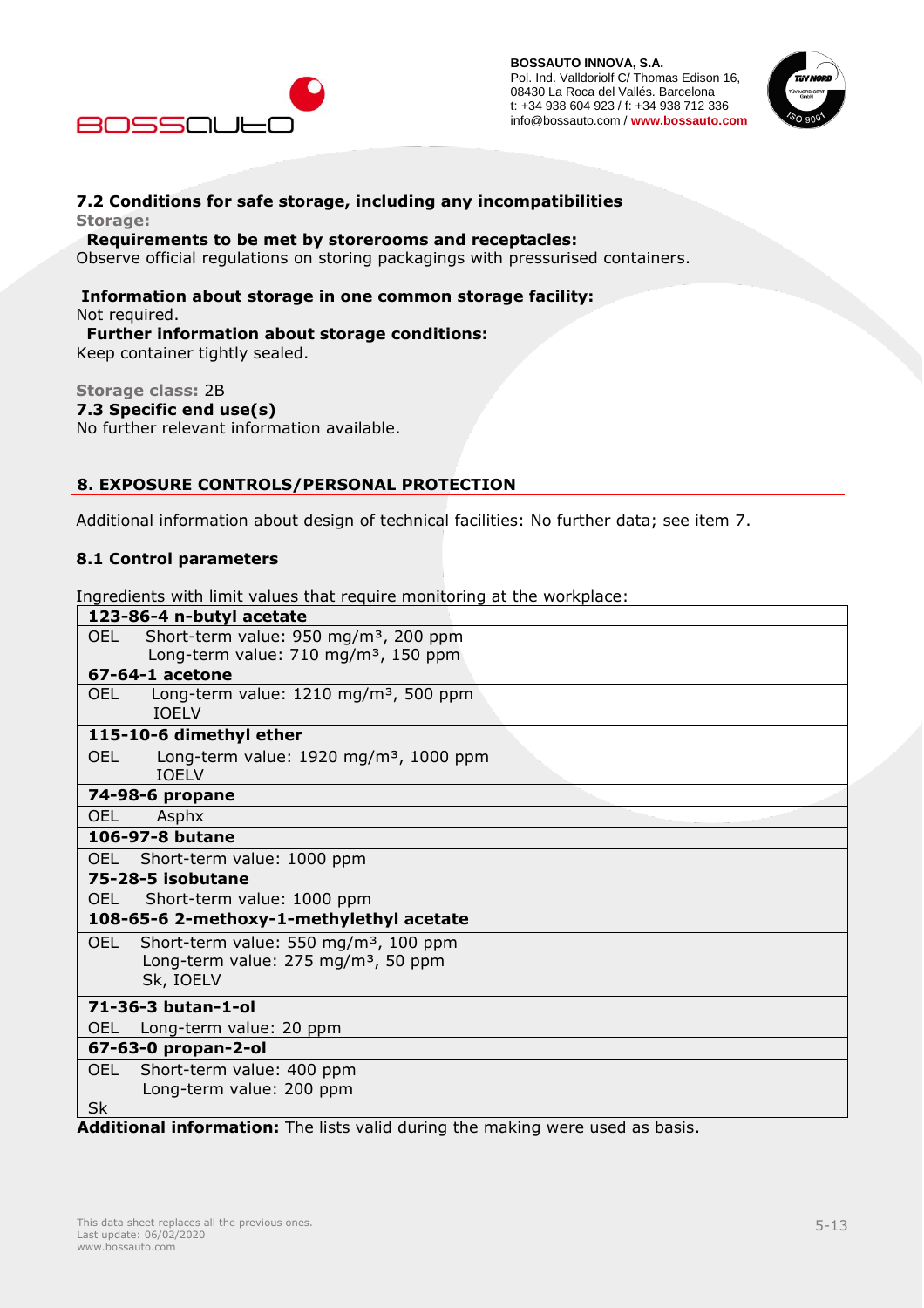### 7.2 Conditions for safe storage, including any incompatibilities

**Storage:**

**Requirements to be met by storerooms and receptacles:**
Observe official regulations on storing packagings with pressurised containers.

**Information about storage in one common storage facility:**
Not required.

**Further information about storage conditions:**
Keep container tightly sealed.

**Storage class:** 2B

### 7.3 Specific end use(s)

No further relevant information available.

## 8. EXPOSURE CONTROLS/PERSONAL PROTECTION

Additional information about design of technical facilities: No further data; see item 7.

### 8.1 Control parameters

Ingredients with limit values that require monitoring at the workplace:

| | |
|---|---|
| **123-86-4 n-butyl acetate** | |
| OEL | Short-term value: 950 mg/m³, 200 ppm<br>Long-term value: 710 mg/m³, 150 ppm |
| **67-64-1 acetone** | |
| OEL | Long-term value: 1210 mg/m³, 500 ppm<br>IOELV |
| **115-10-6 dimethyl ether** | |
| OEL | Long-term value: 1920 mg/m³, 1000 ppm<br>IOELV |
| **74-98-6 propane** | |
| OEL | Asphx |
| **106-97-8 butane** | |
| OEL | Short-term value: 1000 ppm |
| **75-28-5 isobutane** | |
| OEL | Short-term value: 1000 ppm |
| **108-65-6 2-methoxy-1-methylethyl acetate** | |
| OEL | Short-term value: 550 mg/m³, 100 ppm<br>Long-term value: 275 mg/m³, 50 ppm<br>Sk, IOELV |
| **71-36-3 butan-1-ol** | |
| OEL | Long-term value: 20 ppm |
| **67-63-0 propan-2-ol** | |
| OEL | Short-term value: 400 ppm<br>Long-term value: 200 ppm |
| Sk | |

**Additional information:** The lists valid during the making were used as basis.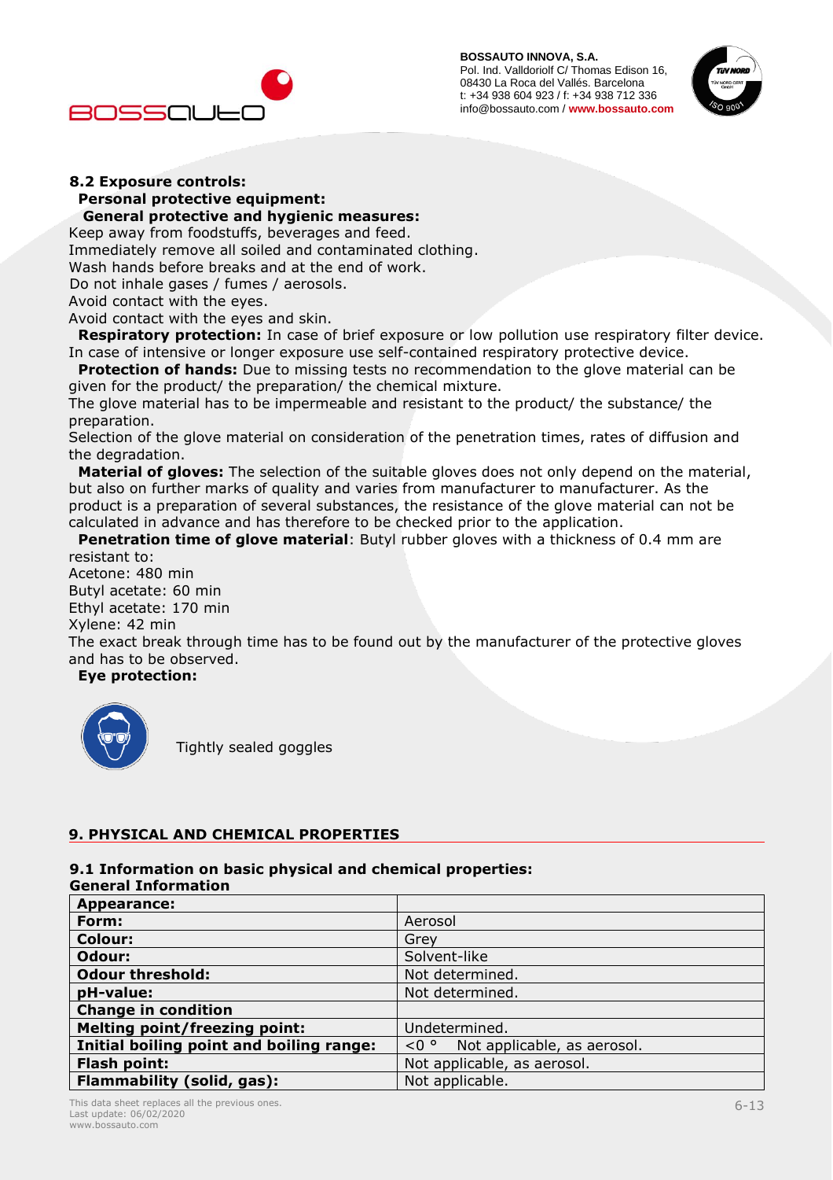**8.2 Exposure controls:**

**Personal protective equipment:**

**General protective and hygienic measures:**

Keep away from foodstuffs, beverages and feed.
Immediately remove all soiled and contaminated clothing.
Wash hands before breaks and at the end of work.
Do not inhale gases / fumes / aerosols.
Avoid contact with the eyes.
Avoid contact with the eyes and skin.

**Respiratory protection:** In case of brief exposure or low pollution use respiratory filter device. In case of intensive or longer exposure use self-contained respiratory protective device.

**Protection of hands:** Due to missing tests no recommendation to the glove material can be given for the product/ the preparation/ the chemical mixture.
The glove material has to be impermeable and resistant to the product/ the substance/ the preparation.
Selection of the glove material on consideration of the penetration times, rates of diffusion and the degradation.

**Material of gloves:** The selection of the suitable gloves does not only depend on the material, but also on further marks of quality and varies from manufacturer to manufacturer. As the product is a preparation of several substances, the resistance of the glove material can not be calculated in advance and has therefore to be checked prior to the application.

**Penetration time of glove material**: Butyl rubber gloves with a thickness of 0.4 mm are resistant to:
Acetone: 480 min
Butyl acetate: 60 min
Ethyl acetate: 170 min
Xylene: 42 min
The exact break through time has to be found out by the manufacturer of the protective gloves and has to be observed.

**Eye protection:**

Tightly sealed goggles

## 9. PHYSICAL AND CHEMICAL PROPERTIES

### 9.1 Information on basic physical and chemical properties:

**General Information**

| **Appearance:** | |
|---|---|
| **Form:** | Aerosol |
| **Colour:** | Grey |
| **Odour:** | Solvent-like |
| **Odour threshold:** | Not determined. |
| **pH-value:** | Not determined. |
| **Change in condition** | |
| **Melting point/freezing point:** | Undetermined. |
| **Initial boiling point and boiling range:** | <0 ° Not applicable, as aerosol. |
| **Flash point:** | Not applicable, as aerosol. |
| **Flammability (solid, gas):** | Not applicable. |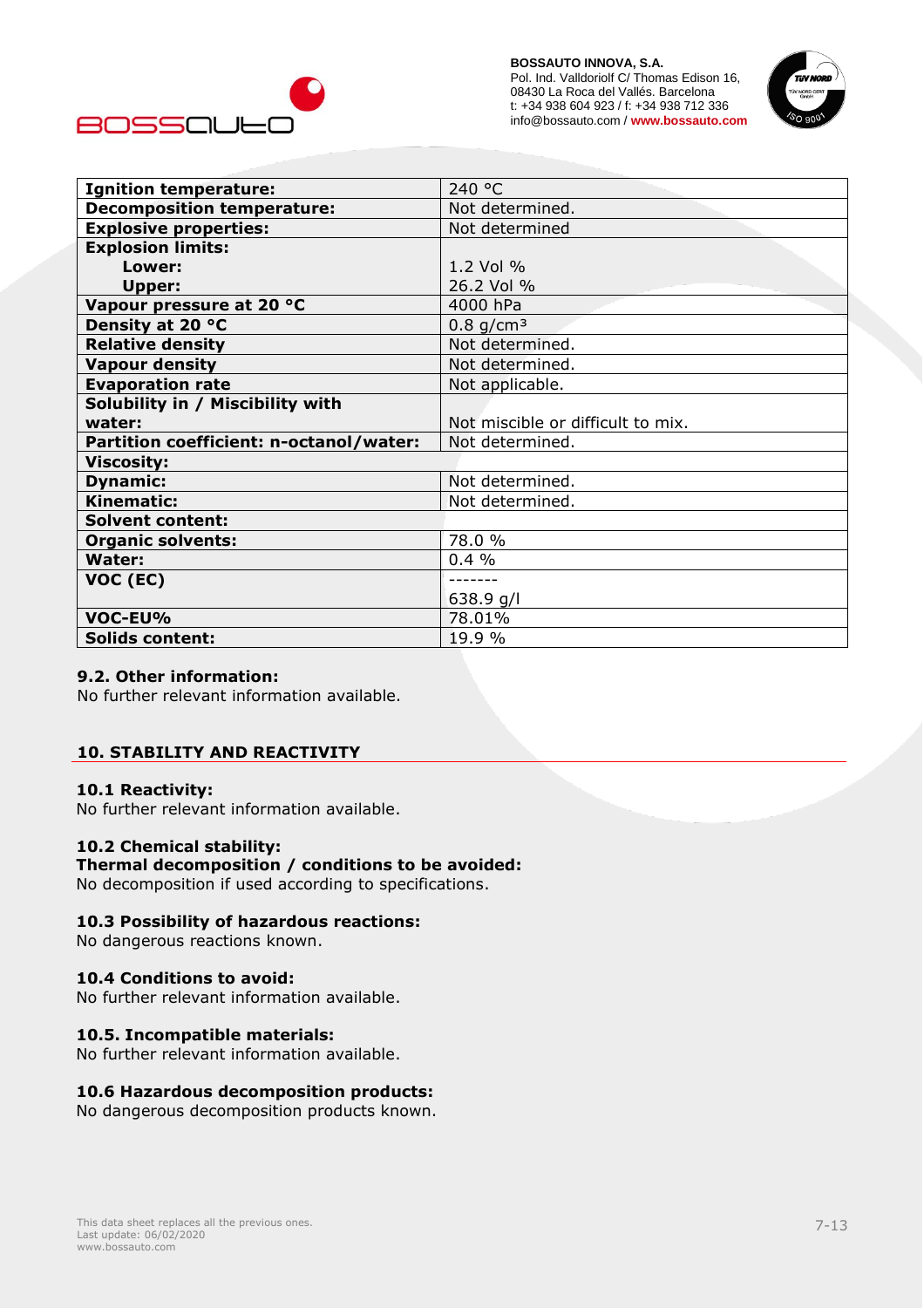| | |
|---|---|
| **Ignition temperature:** | 240 °C |
| **Decomposition temperature:** | Not determined. |
| **Explosive properties:** | Not determined |
| **Explosion limits:** | |
| **Lower:** | 1.2 Vol % |
| **Upper:** | 26.2 Vol % |
| **Vapour pressure at 20 °C** | 4000 hPa |
| **Density at 20 °C** | 0.8 g/cm³ |
| **Relative density** | Not determined. |
| **Vapour density** | Not determined. |
| **Evaporation rate** | Not applicable. |
| **Solubility in / Miscibility with water:** | Not miscible or difficult to mix. |
| **Partition coefficient: n-octanol/water:** | Not determined. |
| **Viscosity:** | |
| **Dynamic:** | Not determined. |
| **Kinematic:** | Not determined. |
| **Solvent content:** | |
| **Organic solvents:** | 78.0 % |
| **Water:** | 0.4 % |
| **VOC (EC)** | ------- 638.9 g/l |
| **VOC-EU%** | 78.01% |
| **Solids content:** | 19.9 % |

### 9.2. Other information:

No further relevant information available.

## 10. STABILITY AND REACTIVITY

### 10.1 Reactivity:

No further relevant information available.

### 10.2 Chemical stability:

**Thermal decomposition / conditions to be avoided:**

No decomposition if used according to specifications.

### 10.3 Possibility of hazardous reactions:

No dangerous reactions known.

### 10.4 Conditions to avoid:

No further relevant information available.

### 10.5. Incompatible materials:

No further relevant information available.

### 10.6 Hazardous decomposition products:

No dangerous decomposition products known.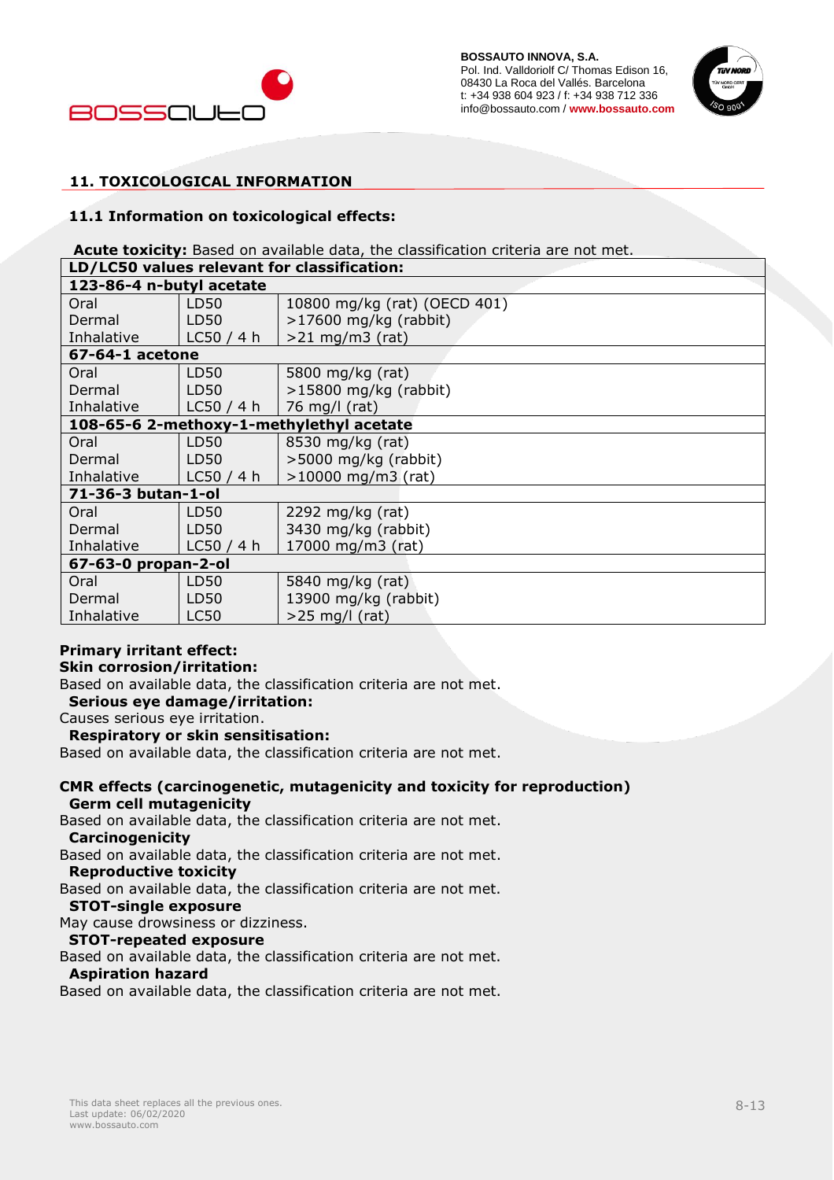## 11. TOXICOLOGICAL INFORMATION

### 11.1 Information on toxicological effects:

**Acute toxicity:** Based on available data, the classification criteria are not met.

| LD/LC50 values relevant for classification: | | |
|---|---|---|
| **123-86-4 n-butyl acetate** | | |
| Oral | LD50 | 10800 mg/kg (rat) (OECD 401) |
| Dermal | LD50 | >17600 mg/kg (rabbit) |
| Inhalative | LC50 / 4 h | >21 mg/m3 (rat) |
| **67-64-1 acetone** | | |
| Oral | LD50 | 5800 mg/kg (rat) |
| Dermal | LD50 | >15800 mg/kg (rabbit) |
| Inhalative | LC50 / 4 h | 76 mg/l (rat) |
| **108-65-6 2-methoxy-1-methylethyl acetate** | | |
| Oral | LD50 | 8530 mg/kg (rat) |
| Dermal | LD50 | >5000 mg/kg (rabbit) |
| Inhalative | LC50 / 4 h | >10000 mg/m3 (rat) |
| **71-36-3 butan-1-ol** | | |
| Oral | LD50 | 2292 mg/kg (rat) |
| Dermal | LD50 | 3430 mg/kg (rabbit) |
| Inhalative | LC50 / 4 h | 17000 mg/m3 (rat) |
| **67-63-0 propan-2-ol** | | |
| Oral | LD50 | 5840 mg/kg (rat) |
| Dermal | LD50 | 13900 mg/kg (rabbit) |
| Inhalative | LC50 | >25 mg/l (rat) |

**Primary irritant effect:**

**Skin corrosion/irritation:**
Based on available data, the classification criteria are not met.

**Serious eye damage/irritation:**
Causes serious eye irritation.

**Respiratory or skin sensitisation:**
Based on available data, the classification criteria are not met.

**CMR effects (carcinogenetic, mutagenicity and toxicity for reproduction)**

**Germ cell mutagenicity**
Based on available data, the classification criteria are not met.

**Carcinogenicity**
Based on available data, the classification criteria are not met.

**Reproductive toxicity**
Based on available data, the classification criteria are not met.

**STOT-single exposure**
May cause drowsiness or dizziness.

**STOT-repeated exposure**
Based on available data, the classification criteria are not met.

**Aspiration hazard**
Based on available data, the classification criteria are not met.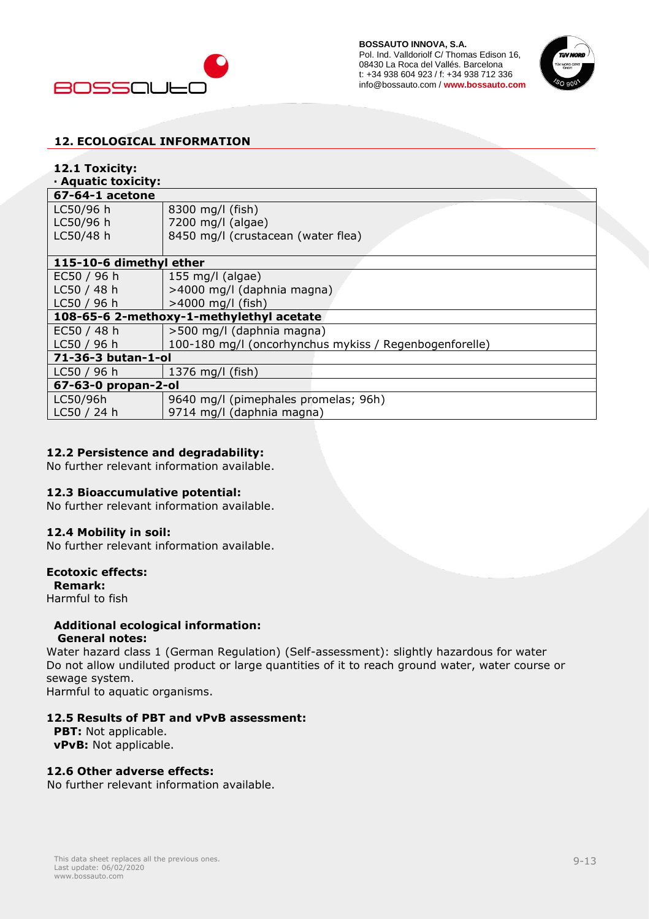## 12. ECOLOGICAL INFORMATION

### 12.1 Toxicity:

**· Aquatic toxicity:**

| **67-64-1 acetone** | |
|---|---|
| LC50/96 h | 8300 mg/l (fish) |
| LC50/96 h | 7200 mg/l (algae) |
| LC50/48 h | 8450 mg/l (crustacean (water flea) |
| **115-10-6 dimethyl ether** | |
| EC50 / 96 h | 155 mg/l (algae) |
| LC50 / 48 h | >4000 mg/l (daphnia magna) |
| LC50 / 96 h | >4000 mg/l (fish) |
| **108-65-6 2-methoxy-1-methylethyl acetate** | |
| EC50 / 48 h | >500 mg/l (daphnia magna) |
| LC50 / 96 h | 100-180 mg/l (oncorhynchus mykiss / Regenbogenforelle) |
| **71-36-3 butan-1-ol** | |
| LC50 / 96 h | 1376 mg/l (fish) |
| **67-63-0 propan-2-ol** | |
| LC50/96h | 9640 mg/l (pimephales promelas; 96h) |
| LC50 / 24 h | 9714 mg/l (daphnia magna) |

### 12.2 Persistence and degradability:
No further relevant information available.

### 12.3 Bioaccumulative potential:
No further relevant information available.

### 12.4 Mobility in soil:
No further relevant information available.

**Ecotoxic effects:**

**Remark:**

Harmful to fish

**Additional ecological information:**

**General notes:**

Water hazard class 1 (German Regulation) (Self-assessment): slightly hazardous for water
Do not allow undiluted product or large quantities of it to reach ground water, water course or sewage system.
Harmful to aquatic organisms.

### 12.5 Results of PBT and vPvB assessment:
**PBT:** Not applicable.
**vPvB:** Not applicable.

### 12.6 Other adverse effects:
No further relevant information available.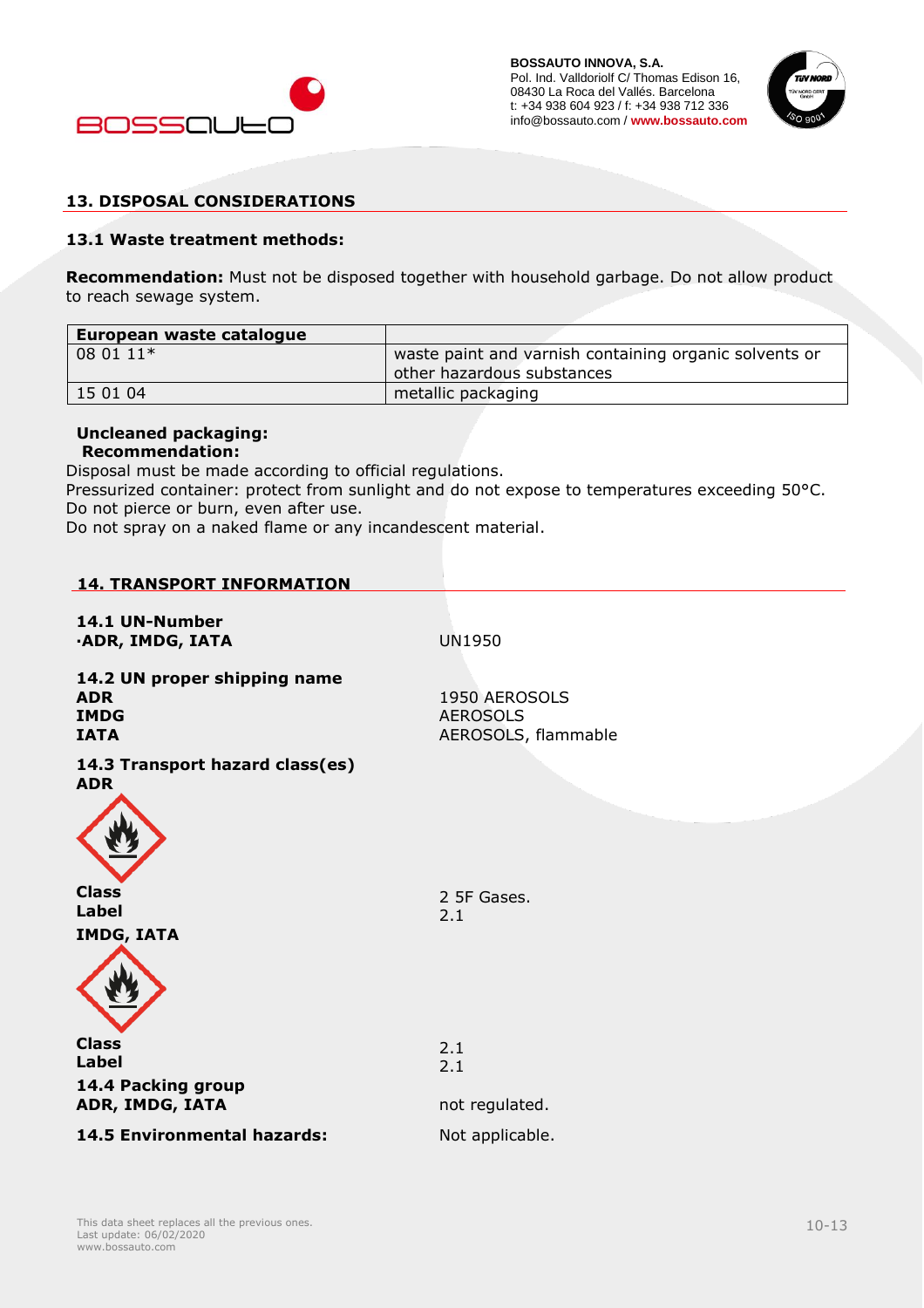## 13. DISPOSAL CONSIDERATIONS

### 13.1 Waste treatment methods:

**Recommendation:** Must not be disposed together with household garbage. Do not allow product to reach sewage system.

| European waste catalogue | |
|---|---|
| 08 01 11* | waste paint and varnish containing organic solvents or other hazardous substances |
| 15 01 04 | metallic packaging |

**Uncleaned packaging:**
**Recommendation:**
Disposal must be made according to official regulations.
Pressurized container: protect from sunlight and do not expose to temperatures exceeding 50°C. Do not pierce or burn, even after use.
Do not spray on a naked flame or any incandescent material.

## 14. TRANSPORT INFORMATION

**14.1 UN-Number**
**·ADR, IMDG, IATA** UN1950

**14.2 UN proper shipping name**
**ADR** 1950 AEROSOLS
**IMDG** AEROSOLS
**IATA** AEROSOLS, flammable

**14.3 Transport hazard class(es)**
**ADR**

**Class** 2 5F Gases.
**Label** 2.1

**IMDG, IATA**

**Class** 2.1
**Label** 2.1

**14.4 Packing group**
**ADR, IMDG, IATA** not regulated.

**14.5 Environmental hazards:** Not applicable.

This data sheet replaces all the previous ones.
Last update: 06/02/2020
www.bossauto.com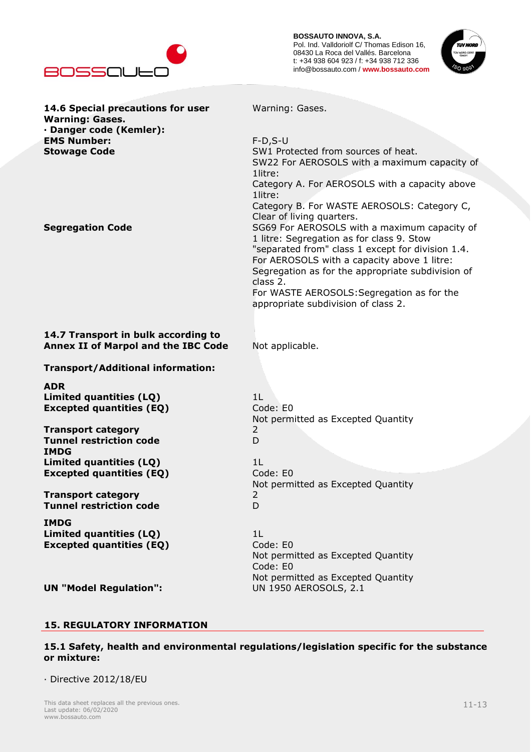| | |
|---|---|
| **14.6 Special precautions for user** | Warning: Gases. |
| **Warning: Gases.** | |
| **· Danger code (Kemler):** | |
| **EMS Number:** | F-D,S-U |
| **Stowage Code** | SW1 Protected from sources of heat.<br>SW22 For AEROSOLS with a maximum capacity of 1litre:<br>Category A. For AEROSOLS with a capacity above 1litre:<br>Category B. For WASTE AEROSOLS: Category C, Clear of living quarters. |
| **Segregation Code** | SG69 For AEROSOLS with a maximum capacity of 1 litre: Segregation as for class 9. Stow "separated from" class 1 except for division 1.4. For AEROSOLS with a capacity above 1 litre: Segregation as for the appropriate subdivision of class 2.<br>For WASTE AEROSOLS:Segregation as for the appropriate subdivision of class 2. |
| **14.7 Transport in bulk according to Annex II of Marpol and the IBC Code** | Not applicable. |
| **Transport/Additional information:** | |
| **ADR** | |
| **Limited quantities (LQ)** | 1L |
| **Excepted quantities (EQ)** | Code: E0<br>Not permitted as Excepted Quantity |
| **Transport category** | 2 |
| **Tunnel restriction code** | D |
| **IMDG** | |
| **Limited quantities (LQ)** | 1L |
| **Excepted quantities (EQ)** | Code: E0<br>Not permitted as Excepted Quantity |
| **Transport category** | 2 |
| **Tunnel restriction code** | D |
| **IMDG** | |
| **Limited quantities (LQ)** | 1L |
| **Excepted quantities (EQ)** | Code: E0<br>Not permitted as Excepted Quantity<br>Code: E0<br>Not permitted as Excepted Quantity |
| **UN "Model Regulation":** | UN 1950 AEROSOLS, 2.1 |

## 15. REGULATORY INFORMATION

### 15.1 Safety, health and environmental regulations/legislation specific for the substance or mixture:

· Directive 2012/18/EU

This data sheet replaces all the previous ones.
Last update: 06/02/2020
www.bossauto.com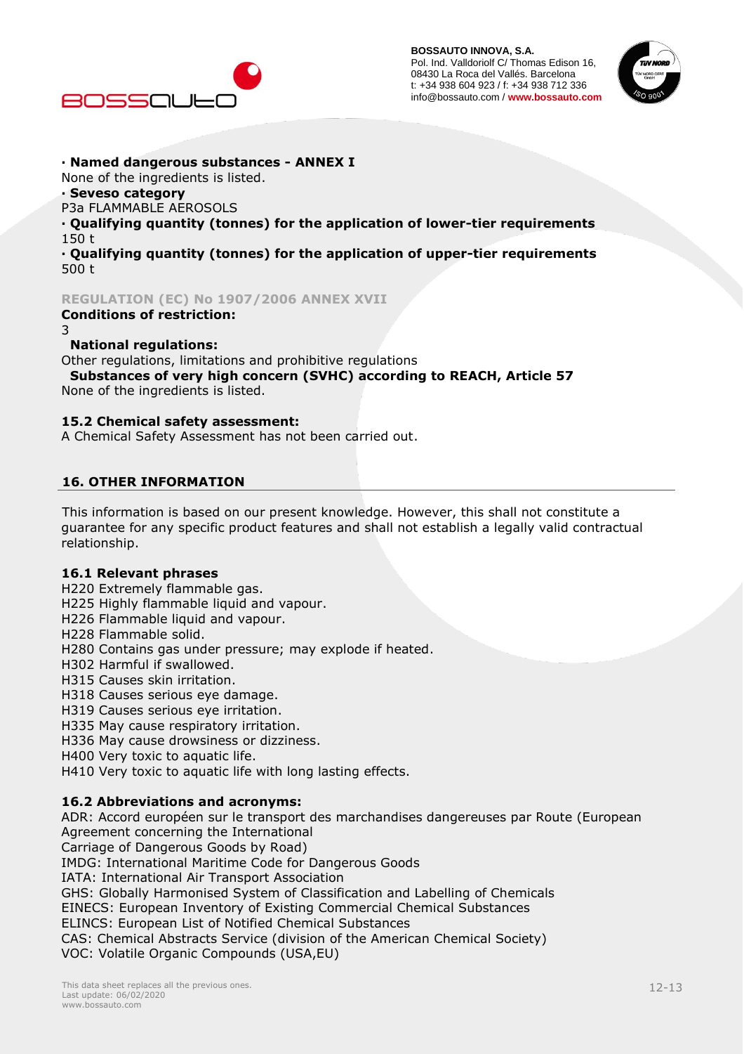· **Named dangerous substances - ANNEX I**
None of the ingredients is listed.
· **Seveso category**
P3a FLAMMABLE AEROSOLS
· **Qualifying quantity (tonnes) for the application of lower-tier requirements**
150 t
· **Qualifying quantity (tonnes) for the application of upper-tier requirements**
500 t

**REGULATION (EC) No 1907/2006 ANNEX XVII**
**Conditions of restriction:**
3
**National regulations:**
Other regulations, limitations and prohibitive regulations
**Substances of very high concern (SVHC) according to REACH, Article 57**
None of the ingredients is listed.

### 15.2 Chemical safety assessment:

A Chemical Safety Assessment has not been carried out.

## 16. OTHER INFORMATION

This information is based on our present knowledge. However, this shall not constitute a guarantee for any specific product features and shall not establish a legally valid contractual relationship.

### 16.1 Relevant phrases

H220 Extremely flammable gas.
H225 Highly flammable liquid and vapour.
H226 Flammable liquid and vapour.
H228 Flammable solid.
H280 Contains gas under pressure; may explode if heated.
H302 Harmful if swallowed.
H315 Causes skin irritation.
H318 Causes serious eye damage.
H319 Causes serious eye irritation.
H335 May cause respiratory irritation.
H336 May cause drowsiness or dizziness.
H400 Very toxic to aquatic life.
H410 Very toxic to aquatic life with long lasting effects.

### 16.2 Abbreviations and acronyms:

ADR: Accord européen sur le transport des marchandises dangereuses par Route (European Agreement concerning the International Carriage of Dangerous Goods by Road)
IMDG: International Maritime Code for Dangerous Goods
IATA: International Air Transport Association
GHS: Globally Harmonised System of Classification and Labelling of Chemicals
EINECS: European Inventory of Existing Commercial Chemical Substances
ELINCS: European List of Notified Chemical Substances
CAS: Chemical Abstracts Service (division of the American Chemical Society)
VOC: Volatile Organic Compounds (USA,EU)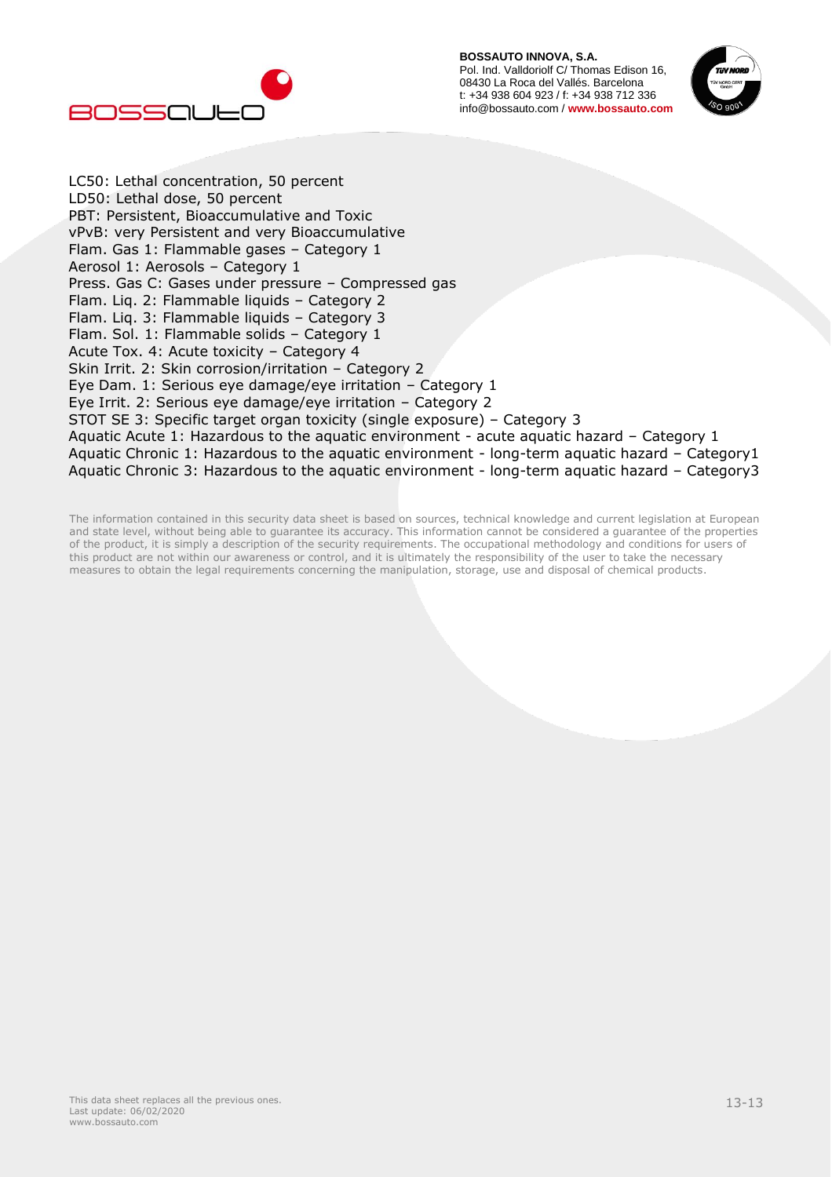LC50: Lethal concentration, 50 percent
LD50: Lethal dose, 50 percent
PBT: Persistent, Bioaccumulative and Toxic
vPvB: very Persistent and very Bioaccumulative
Flam. Gas 1: Flammable gases – Category 1
Aerosol 1: Aerosols – Category 1
Press. Gas C: Gases under pressure – Compressed gas
Flam. Liq. 2: Flammable liquids – Category 2
Flam. Liq. 3: Flammable liquids – Category 3
Flam. Sol. 1: Flammable solids – Category 1
Acute Tox. 4: Acute toxicity – Category 4
Skin Irrit. 2: Skin corrosion/irritation – Category 2
Eye Dam. 1: Serious eye damage/eye irritation – Category 1
Eye Irrit. 2: Serious eye damage/eye irritation – Category 2
STOT SE 3: Specific target organ toxicity (single exposure) – Category 3
Aquatic Acute 1: Hazardous to the aquatic environment - acute aquatic hazard – Category 1
Aquatic Chronic 1: Hazardous to the aquatic environment - long-term aquatic hazard – Category1
Aquatic Chronic 3: Hazardous to the aquatic environment - long-term aquatic hazard – Category3

The information contained in this security data sheet is based on sources, technical knowledge and current legislation at European and state level, without being able to guarantee its accuracy. This information cannot be considered a guarantee of the properties of the product, it is simply a description of the security requirements. The occupational methodology and conditions for users of this product are not within our awareness or control, and it is ultimately the responsibility of the user to take the necessary measures to obtain the legal requirements concerning the manipulation, storage, use and disposal of chemical products.